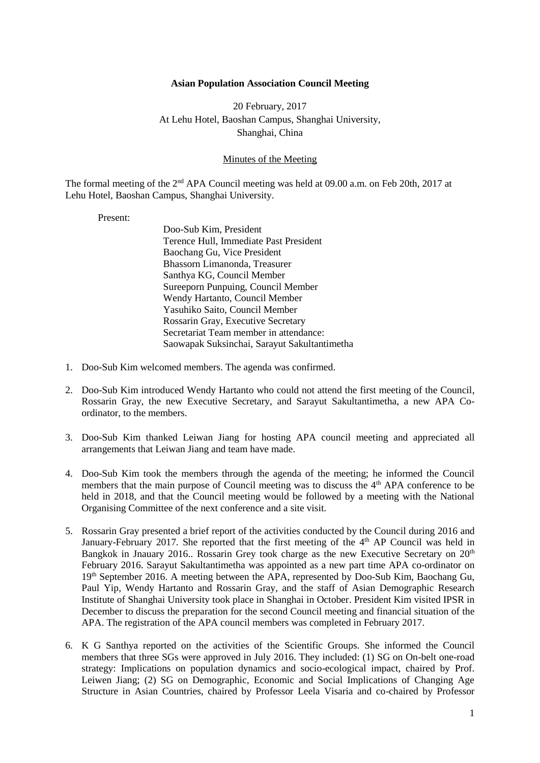**Asian Population Association Council Meeting**

20 February, 2017
At Lehu Hotel, Baoshan Campus, Shanghai University,
Shanghai, China

Minutes of the Meeting

The formal meeting of the 2nd APA Council meeting was held at 09.00 a.m. on Feb 20th, 2017 at Lehu Hotel, Baoshan Campus, Shanghai University.

Present:

Doo-Sub Kim, President
Terence Hull, Immediate Past President
Baochang Gu, Vice President
Bhassorn Limanonda, Treasurer
Santhya KG, Council Member
Sureeporn Punpuing, Council Member
Wendy Hartanto, Council Member
Yasuhiko Saito, Council Member
Rossarin Gray, Executive Secretary
Secretariat Team member in attendance:
Saowapak Suksinchai, Sarayut Sakultantimetha

1. Doo-Sub Kim welcomed members. The agenda was confirmed.

2. Doo-Sub Kim introduced Wendy Hartanto who could not attend the first meeting of the Council, Rossarin Gray, the new Executive Secretary, and Sarayut Sakultantimetha, a new APA Co-ordinator, to the members.

3. Doo-Sub Kim thanked Leiwan Jiang for hosting APA council meeting and appreciated all arrangements that Leiwan Jiang and team have made.

4. Doo-Sub Kim took the members through the agenda of the meeting; he informed the Council members that the main purpose of Council meeting was to discuss the 4th APA conference to be held in 2018, and that the Council meeting would be followed by a meeting with the National Organising Committee of the next conference and a site visit.

5. Rossarin Gray presented a brief report of the activities conducted by the Council during 2016 and January-February 2017. She reported that the first meeting of the 4th AP Council was held in Bangkok in Jnauary 2016.. Rossarin Grey took charge as the new Executive Secretary on 20th February 2016. Sarayut Sakultantimetha was appointed as a new part time APA co-ordinator on 19th September 2016. A meeting between the APA, represented by Doo-Sub Kim, Baochang Gu, Paul Yip, Wendy Hartanto and Rossarin Gray, and the staff of Asian Demographic Research Institute of Shanghai University took place in Shanghai in October. President Kim visited IPSR in December to discuss the preparation for the second Council meeting and financial situation of the APA. The registration of the APA council members was completed in February 2017.

6. K G Santhya reported on the activities of the Scientific Groups. She informed the Council members that three SGs were approved in July 2016. They included: (1) SG on On-belt one-road strategy: Implications on population dynamics and socio-ecological impact, chaired by Prof. Leiwen Jiang; (2) SG on Demographic, Economic and Social Implications of Changing Age Structure in Asian Countries, chaired by Professor Leela Visaria and co-chaired by Professor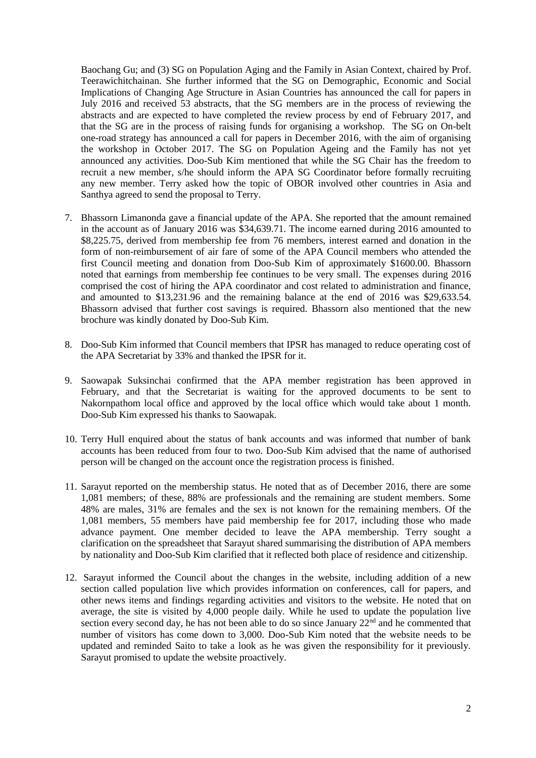Baochang Gu; and (3) SG on Population Aging and the Family in Asian Context, chaired by Prof. Teerawichitchainan. She further informed that the SG on Demographic, Economic and Social Implications of Changing Age Structure in Asian Countries has announced the call for papers in July 2016 and received 53 abstracts, that the SG members are in the process of reviewing the abstracts and are expected to have completed the review process by end of February 2017, and that the SG are in the process of raising funds for organising a workshop. The SG on On-belt one-road strategy has announced a call for papers in December 2016, with the aim of organising the workshop in October 2017. The SG on Population Ageing and the Family has not yet announced any activities. Doo-Sub Kim mentioned that while the SG Chair has the freedom to recruit a new member, s/he should inform the APA SG Coordinator before formally recruiting any new member. Terry asked how the topic of OBOR involved other countries in Asia and Santhya agreed to send the proposal to Terry.

7. Bhassorn Limanonda gave a financial update of the APA. She reported that the amount remained in the account as of January 2016 was $34,639.71. The income earned during 2016 amounted to $8,225.75, derived from membership fee from 76 members, interest earned and donation in the form of non-reimbursement of air fare of some of the APA Council members who attended the first Council meeting and donation from Doo-Sub Kim of approximately $1600.00. Bhassorn noted that earnings from membership fee continues to be very small. The expenses during 2016 comprised the cost of hiring the APA coordinator and cost related to administration and finance, and amounted to $13,231.96 and the remaining balance at the end of 2016 was $29,633.54. Bhassorn advised that further cost savings is required. Bhassorn also mentioned that the new brochure was kindly donated by Doo-Sub Kim.

8. Doo-Sub Kim informed that Council members that IPSR has managed to reduce operating cost of the APA Secretariat by 33% and thanked the IPSR for it.

9. Saowapak Suksinchai confirmed that the APA member registration has been approved in February, and that the Secretariat is waiting for the approved documents to be sent to Nakornpathom local office and approved by the local office which would take about 1 month. Doo-Sub Kim expressed his thanks to Saowapak.

10. Terry Hull enquired about the status of bank accounts and was informed that number of bank accounts has been reduced from four to two. Doo-Sub Kim advised that the name of authorised person will be changed on the account once the registration process is finished.

11. Sarayut reported on the membership status. He noted that as of December 2016, there are some 1,081 members; of these, 88% are professionals and the remaining are student members. Some 48% are males, 31% are females and the sex is not known for the remaining members. Of the 1,081 members, 55 members have paid membership fee for 2017, including those who made advance payment. One member decided to leave the APA membership. Terry sought a clarification on the spreadsheet that Sarayut shared summarising the distribution of APA members by nationality and Doo-Sub Kim clarified that it reflected both place of residence and citizenship.

12. Sarayut informed the Council about the changes in the website, including addition of a new section called population live which provides information on conferences, call for papers, and other news items and findings regarding activities and visitors to the website. He noted that on average, the site is visited by 4,000 people daily. While he used to update the population live section every second day, he has not been able to do so since January 22nd and he commented that number of visitors has come down to 3,000. Doo-Sub Kim noted that the website needs to be updated and reminded Saito to take a look as he was given the responsibility for it previously. Sarayut promised to update the website proactively.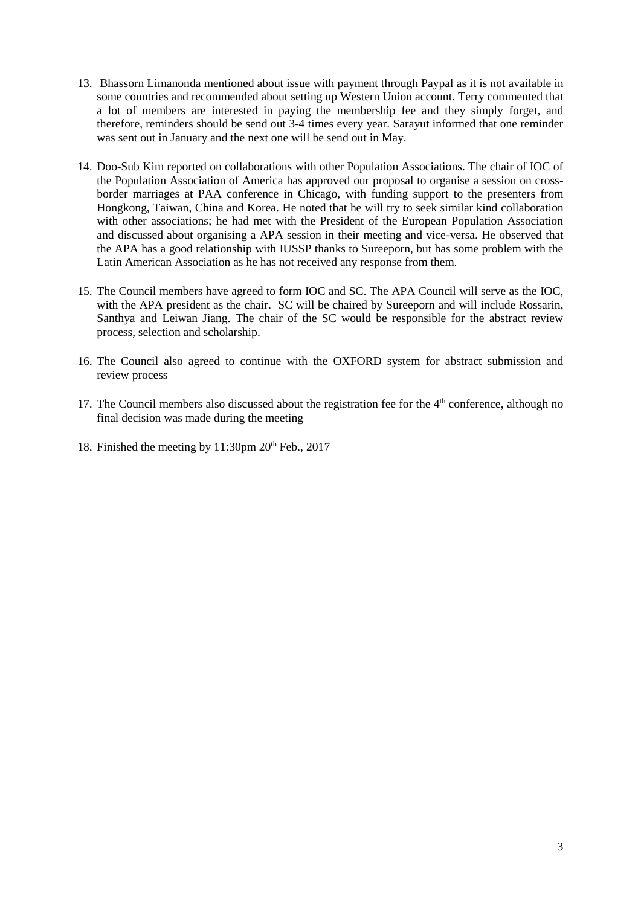13. Bhassorn Limanonda mentioned about issue with payment through Paypal as it is not available in some countries and recommended about setting up Western Union account. Terry commented that a lot of members are interested in paying the membership fee and they simply forget, and therefore, reminders should be send out 3-4 times every year. Sarayut informed that one reminder was sent out in January and the next one will be send out in May.

14. Doo-Sub Kim reported on collaborations with other Population Associations. The chair of IOC of the Population Association of America has approved our proposal to organise a session on cross-border marriages at PAA conference in Chicago, with funding support to the presenters from Hongkong, Taiwan, China and Korea. He noted that he will try to seek similar kind collaboration with other associations; he had met with the President of the European Population Association and discussed about organising a APA session in their meeting and vice-versa. He observed that the APA has a good relationship with IUSSP thanks to Sureeporn, but has some problem with the Latin American Association as he has not received any response from them.

15. The Council members have agreed to form IOC and SC. The APA Council will serve as the IOC, with the APA president as the chair. SC will be chaired by Sureeporn and will include Rossarin, Santhya and Leiwan Jiang. The chair of the SC would be responsible for the abstract review process, selection and scholarship.

16. The Council also agreed to continue with the OXFORD system for abstract submission and review process

17. The Council members also discussed about the registration fee for the 4th conference, although no final decision was made during the meeting

18. Finished the meeting by 11:30pm 20th Feb., 2017